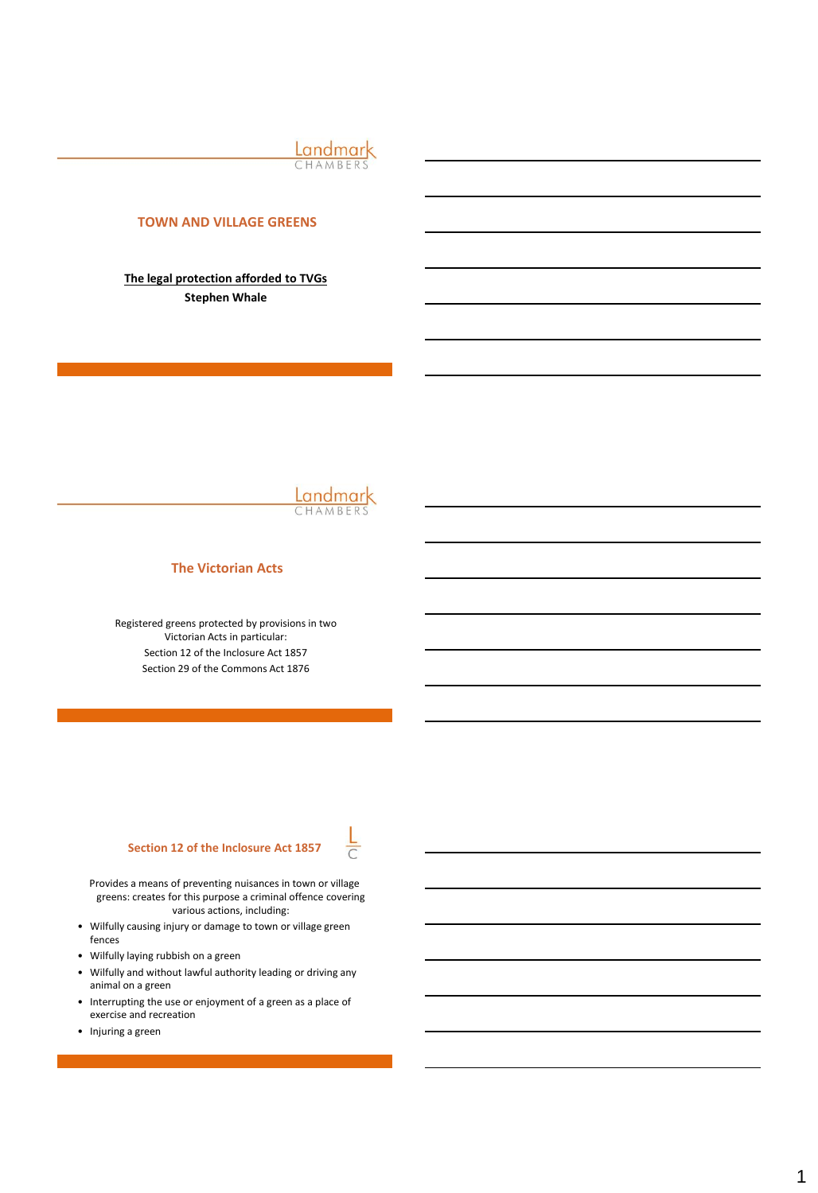# TOWN AND VILLAGE GREENS

**The legal protection afforded to TVGs**

**Stephen Whale**

## The Victorian Acts

Registered greens protected by provisions in two Victorian Acts in particular:

Section 12 of the Inclosure Act 1857

Section 29 of the Commons Act 1876

## Section 12 of the Inclosure Act 1857

Provides a means of preventing nuisances in town or village greens: creates for this purpose a criminal offence covering various actions, including:

- Wilfully causing injury or damage to town or village green fences
- Wilfully laying rubbish on a green
- Wilfully and without lawful authority leading or driving any animal on a green
- Interrupting the use or enjoyment of a green as a place of exercise and recreation
- Injuring a green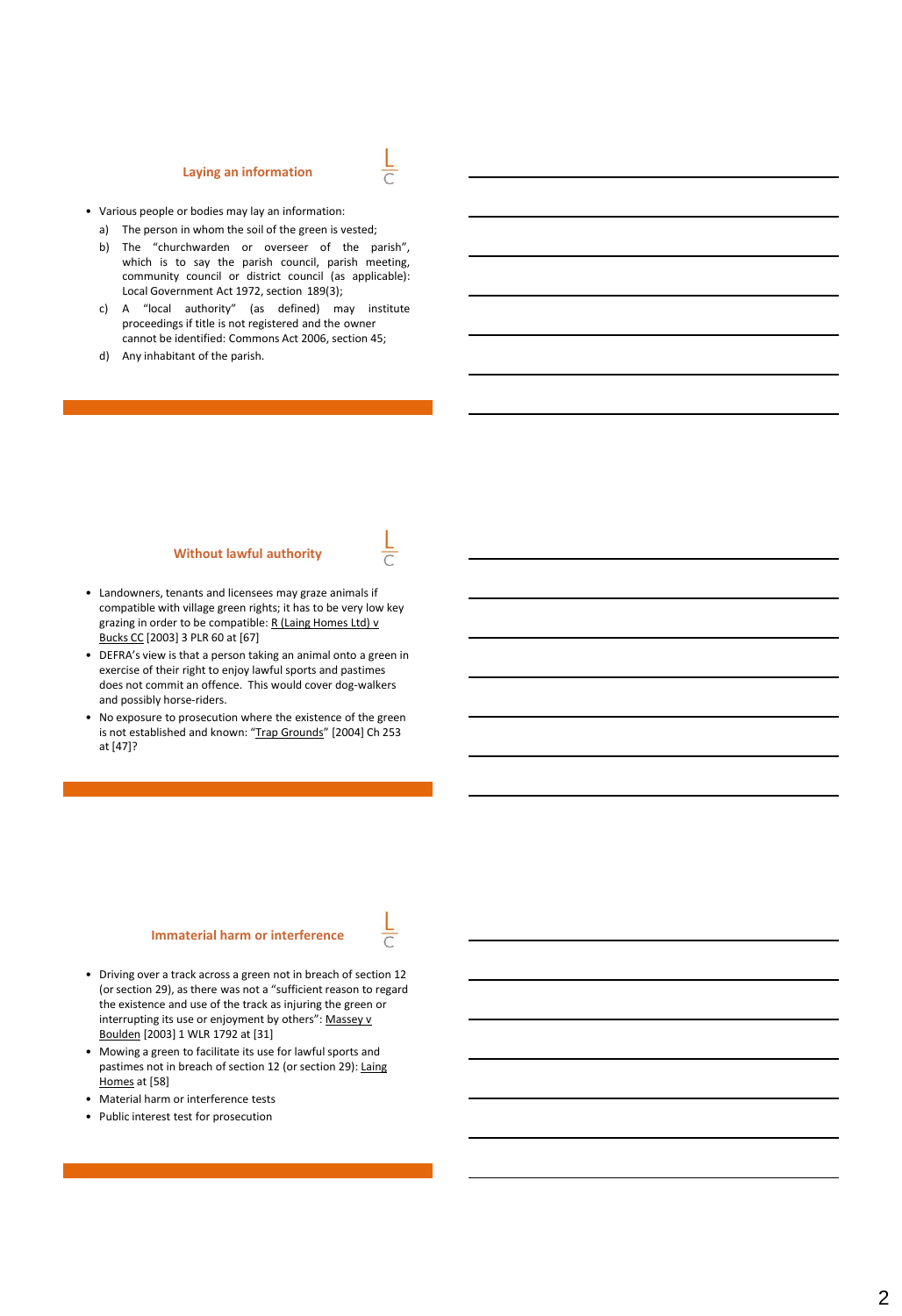## Laying an information

- Various people or bodies may lay an information:
  a) The person in whom the soil of the green is vested;
  b) The "churchwarden or overseer of the parish", which is to say the parish council, parish meeting, community council or district council (as applicable): Local Government Act 1972, section 189(3);
  c) A "local authority" (as defined) may institute proceedings if title is not registered and the owner cannot be identified: Commons Act 2006, section 45;
  d) Any inhabitant of the parish.

## Without lawful authority

- Landowners, tenants and licensees may graze animals if compatible with village green rights; it has to be very low key grazing in order to be compatible: R (Laing Homes Ltd) v Bucks CC [2003] 3 PLR 60 at [67]
- DEFRA's view is that a person taking an animal onto a green in exercise of their right to enjoy lawful sports and pastimes does not commit an offence. This would cover dog-walkers and possibly horse-riders.
- No exposure to prosecution where the existence of the green is not established and known: "Trap Grounds" [2004] Ch 253 at [47]?

## Immaterial harm or interference

- Driving over a track across a green not in breach of section 12 (or section 29), as there was not a "sufficient reason to regard the existence and use of the track as injuring the green or interrupting its use or enjoyment by others": Massey v Boulden [2003] 1 WLR 1792 at [31]
- Mowing a green to facilitate its use for lawful sports and pastimes not in breach of section 12 (or section 29): Laing Homes at [58]
- Material harm or interference tests
- Public interest test for prosecution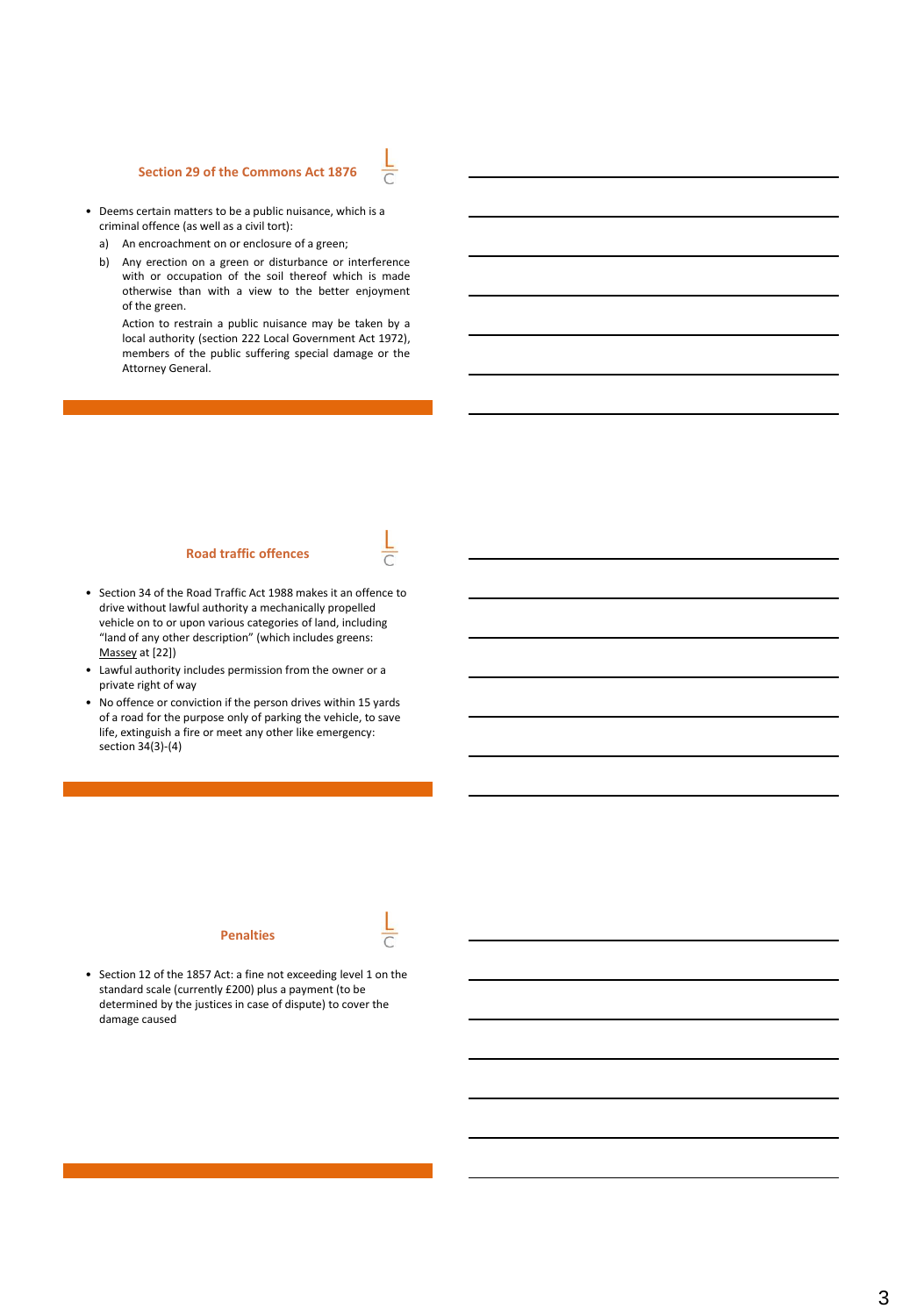## Section 29 of the Commons Act 1876

- Deems certain matters to be a public nuisance, which is a criminal offence (as well as a civil tort):
  - a) An encroachment on or enclosure of a green;
  - b) Any erection on a green or disturbance or interference with or occupation of the soil thereof which is made otherwise than with a view to the better enjoyment of the green.

  Action to restrain a public nuisance may be taken by a local authority (section 222 Local Government Act 1972), members of the public suffering special damage or the Attorney General.

## Road traffic offences

- Section 34 of the Road Traffic Act 1988 makes it an offence to drive without lawful authority a mechanically propelled vehicle on to or upon various categories of land, including "land of any other description" (which includes greens: Massey at [22])
- Lawful authority includes permission from the owner or a private right of way
- No offence or conviction if the person drives within 15 yards of a road for the purpose only of parking the vehicle, to save life, extinguish a fire or meet any other like emergency: section 34(3)-(4)

## Penalties

- Section 12 of the 1857 Act: a fine not exceeding level 1 on the standard scale (currently £200) plus a payment (to be determined by the justices in case of dispute) to cover the damage caused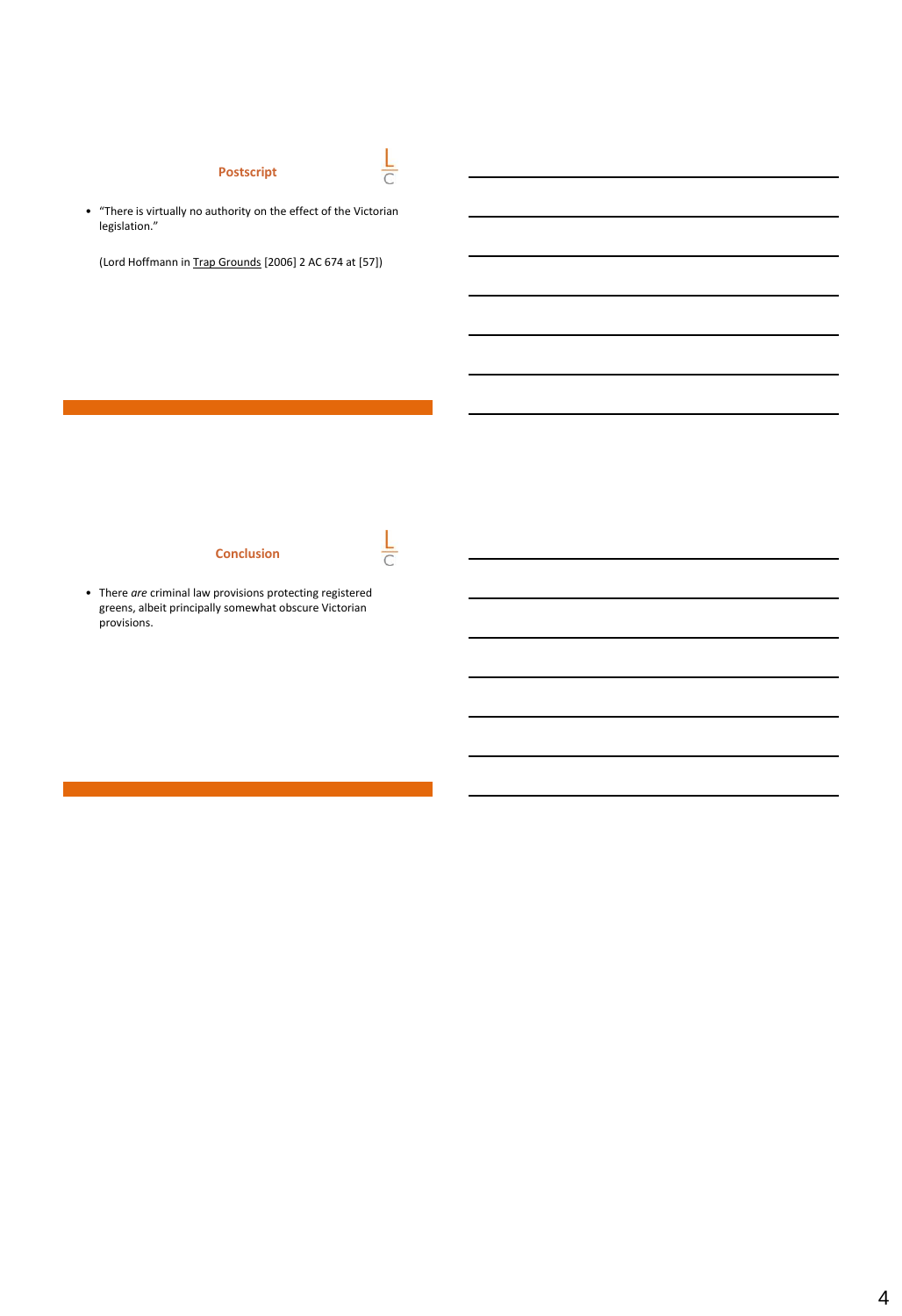## Postscript

- "There is virtually no authority on the effect of the Victorian legislation."

(Lord Hoffmann in Trap Grounds [2006] 2 AC 674 at [57])

## Conclusion

- There *are* criminal law provisions protecting registered greens, albeit principally somewhat obscure Victorian provisions.